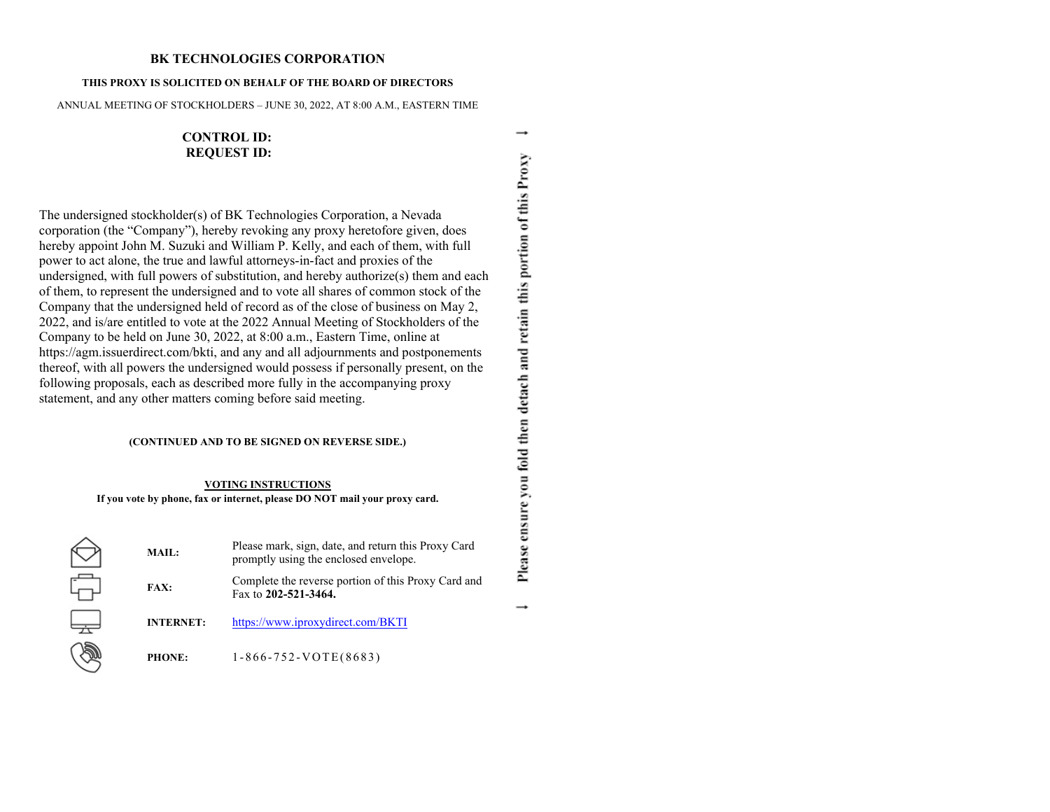# BK TECHNOLOGIES CORPORATION

**THIS PROXY IS SOLICITED ON BEHALF OF THE BOARD OF DIRECTORS**

ANNUAL MEETING OF STOCKHOLDERS – JUNE 30, 2022, AT 8:00 A.M., EASTERN TIME

**CONTROL ID:**
**REQUEST ID:**

The undersigned stockholder(s) of BK Technologies Corporation, a Nevada corporation (the "Company"), hereby revoking any proxy heretofore given, does hereby appoint John M. Suzuki and William P. Kelly, and each of them, with full power to act alone, the true and lawful attorneys-in-fact and proxies of the undersigned, with full powers of substitution, and hereby authorize(s) them and each of them, to represent the undersigned and to vote all shares of common stock of the Company that the undersigned held of record as of the close of business on May 2, 2022, and is/are entitled to vote at the 2022 Annual Meeting of Stockholders of the Company to be held on June 30, 2022, at 8:00 a.m., Eastern Time, online at https://agm.issuerdirect.com/bkti, and any and all adjournments and postponements thereof, with all powers the undersigned would possess if personally present, on the following proposals, each as described more fully in the accompanying proxy statement, and any other matters coming before said meeting.

**(CONTINUED AND TO BE SIGNED ON REVERSE SIDE.)**

**VOTING INSTRUCTIONS**

**If you vote by phone, fax or internet, please DO NOT mail your proxy card.**

| | |
|---|---|
| **MAIL:** | Please mark, sign, date, and return this Proxy Card promptly using the enclosed envelope. |
| **FAX:** | Complete the reverse portion of this Proxy Card and Fax to **202-521-3464.** |
| **INTERNET:** | https://www.iproxydirect.com/BKTI |
| **PHONE:** | 1-866-752-VOTE(8683) |

Please ensure you fold then detach and retain this portion of this Proxy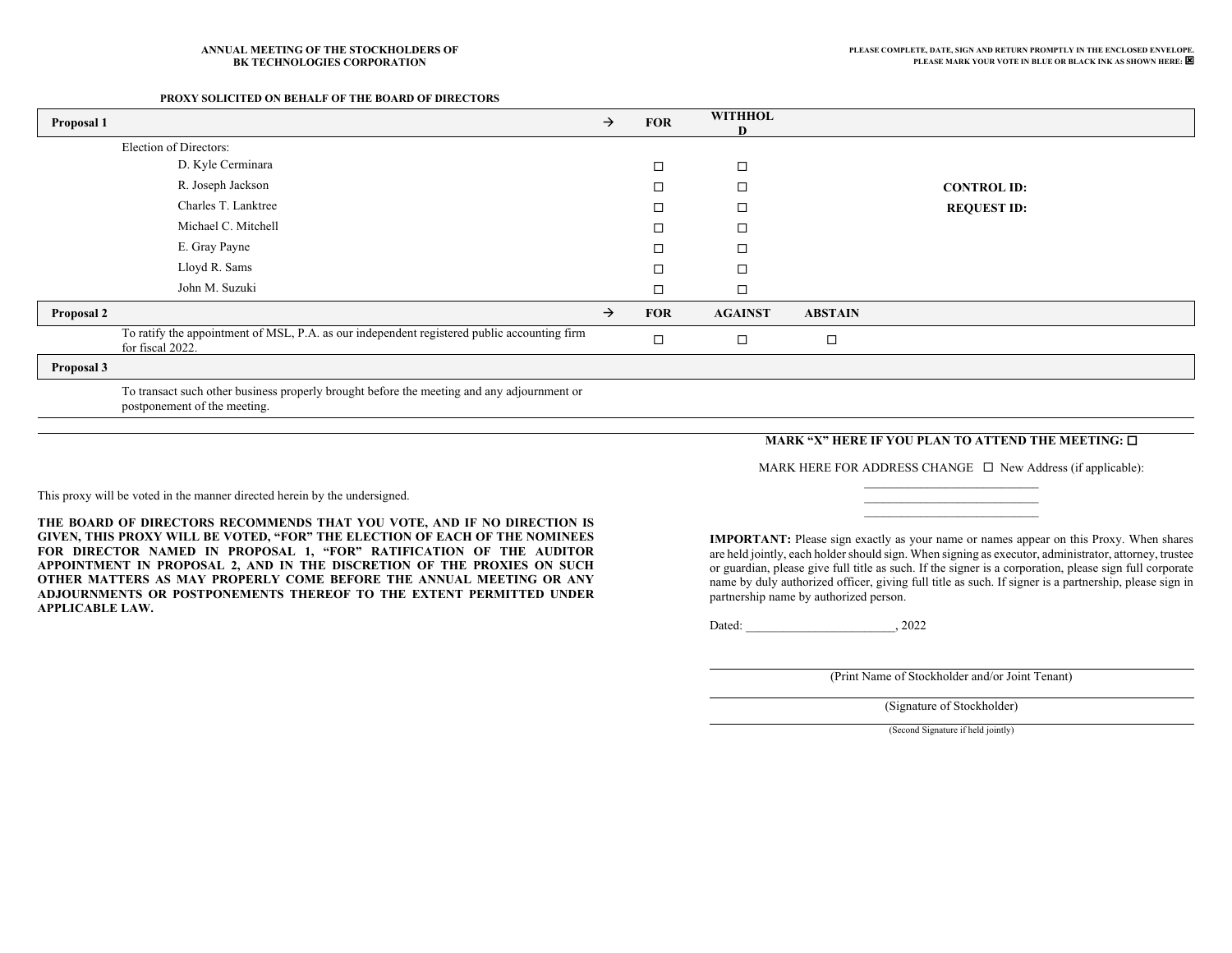**ANNUAL MEETING OF THE STOCKHOLDERS OF**
**BK TECHNOLOGIES CORPORATION**

**PLEASE COMPLETE, DATE, SIGN AND RETURN PROMPTLY IN THE ENCLOSED ENVELOPE.**
**PLEASE MARK YOUR VOTE IN BLUE OR BLACK INK AS SHOWN HERE: ☒**

**PROXY SOLICITED ON BEHALF OF THE BOARD OF DIRECTORS**

| | | | | |
|---|---|---|---|---|
| **Proposal 1** | → | **FOR** | **WITHHOLD** | |
| Election of Directors: | | | | |
| D. Kyle Cerminara | | ☐ | ☐ | |
| R. Joseph Jackson | | ☐ | ☐ | **CONTROL ID:** |
| Charles T. Lanktree | | ☐ | ☐ | **REQUEST ID:** |
| Michael C. Mitchell | | ☐ | ☐ | |
| E. Gray Payne | | ☐ | ☐ | |
| Lloyd R. Sams | | ☐ | ☐ | |
| John M. Suzuki | | ☐ | ☐ | |

| | | | | |
|---|---|---|---|---|
| **Proposal 2** | → | **FOR** | **AGAINST** | **ABSTAIN** |
| To ratify the appointment of MSL, P.A. as our independent registered public accounting firm for fiscal 2022. | | ☐ | ☐ | ☐ |

**Proposal 3**

To transact such other business properly brought before the meeting and any adjournment or postponement of the meeting.

**MARK "X" HERE IF YOU PLAN TO ATTEND THE MEETING: ☐**

MARK HERE FOR ADDRESS CHANGE ☐ New Address (if applicable):

\_\_\_\_\_\_\_\_\_\_\_\_\_\_\_\_\_\_\_\_\_\_\_\_\_\_\_\_

\_\_\_\_\_\_\_\_\_\_\_\_\_\_\_\_\_\_\_\_\_\_\_\_\_\_\_\_

\_\_\_\_\_\_\_\_\_\_\_\_\_\_\_\_\_\_\_\_\_\_\_\_\_\_\_\_

This proxy will be voted in the manner directed herein by the undersigned.

**THE BOARD OF DIRECTORS RECOMMENDS THAT YOU VOTE, AND IF NO DIRECTION IS GIVEN, THIS PROXY WILL BE VOTED, "FOR" THE ELECTION OF EACH OF THE NOMINEES FOR DIRECTOR NAMED IN PROPOSAL 1, "FOR" RATIFICATION OF THE AUDITOR APPOINTMENT IN PROPOSAL 2, AND IN THE DISCRETION OF THE PROXIES ON SUCH OTHER MATTERS AS MAY PROPERLY COME BEFORE THE ANNUAL MEETING OR ANY ADJOURNMENTS OR POSTPONEMENTS THEREOF TO THE EXTENT PERMITTED UNDER APPLICABLE LAW.**

**IMPORTANT:** Please sign exactly as your name or names appear on this Proxy. When shares are held jointly, each holder should sign. When signing as executor, administrator, attorney, trustee or guardian, please give full title as such. If the signer is a corporation, please sign full corporate name by duly authorized officer, giving full title as such. If signer is a partnership, please sign in partnership name by authorized person.

Dated: \_\_\_\_\_\_\_\_\_\_\_\_\_\_\_\_\_\_\_\_\_\_\_, 2022

\_\_\_\_\_\_\_\_\_\_\_\_\_\_\_\_\_\_\_\_\_\_\_\_\_\_\_\_\_\_\_\_\_\_\_\_\_\_\_\_

(Print Name of Stockholder and/or Joint Tenant)

\_\_\_\_\_\_\_\_\_\_\_\_\_\_\_\_\_\_\_\_\_\_\_\_\_\_\_\_\_\_\_\_\_\_\_\_\_\_\_\_

(Signature of Stockholder)

\_\_\_\_\_\_\_\_\_\_\_\_\_\_\_\_\_\_\_\_\_\_\_\_\_\_\_\_\_\_\_\_\_\_\_\_\_\_\_\_

(Second Signature if held jointly)